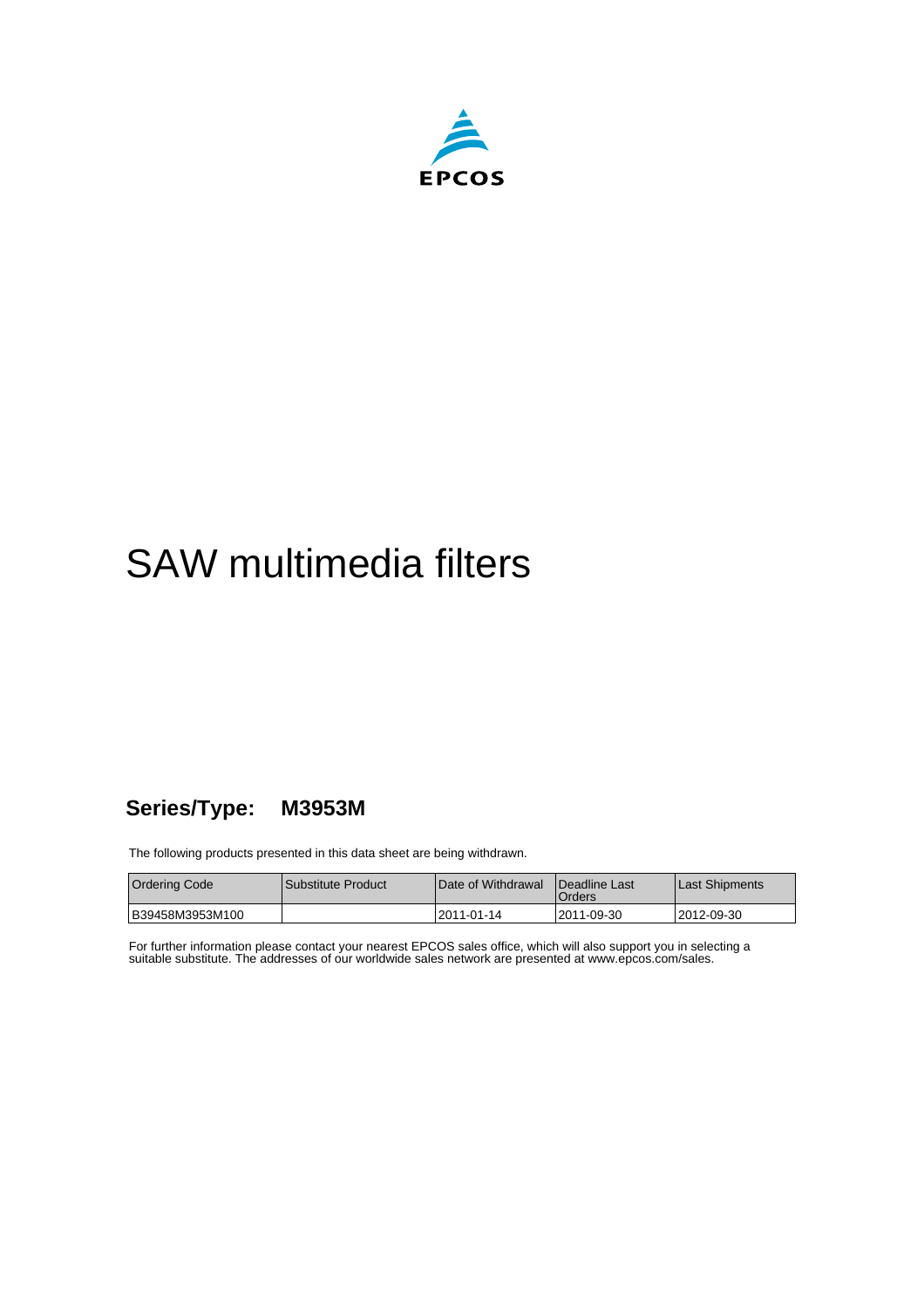EPCOS

# SAW multimedia filters

## Series/Type: M3953M

The following products presented in this data sheet are being withdrawn.

| Ordering Code | Substitute Product | Date of Withdrawal | Deadline Last Orders | Last Shipments |
|---|---|---|---|---|
| B39458M3953M100 | | 2011-01-14 | 2011-09-30 | 2012-09-30 |

For further information please contact your nearest EPCOS sales office, which will also support you in selecting a suitable substitute. The addresses of our worldwide sales network are presented at www.epcos.com/sales.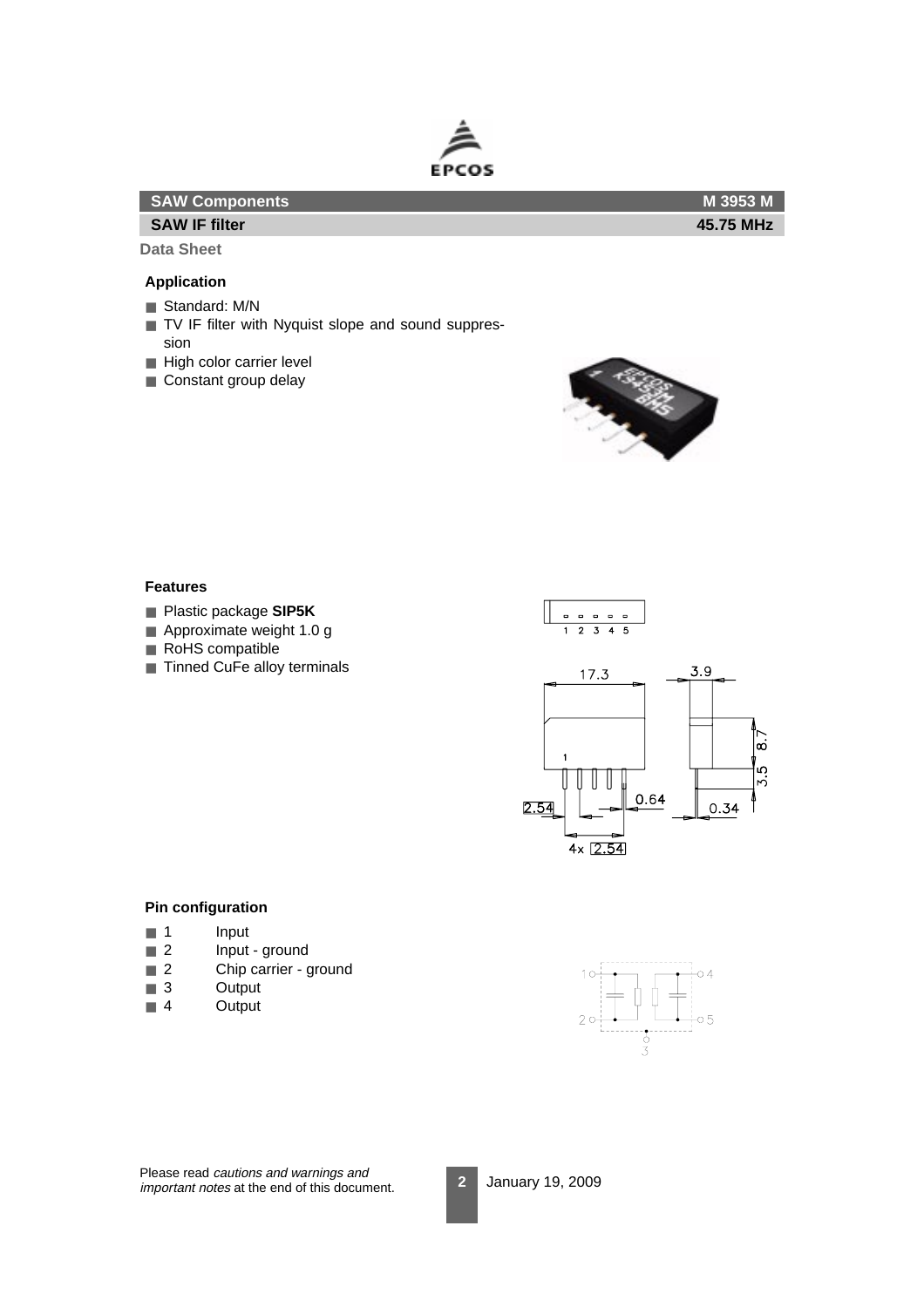| SAW Components | M 3953 M |
|---|---|
| SAW IF filter | 45.75 MHz |

**Data Sheet**

### Application

- Standard: M/N
- TV IF filter with Nyquist slope and sound suppression
- High color carrier level
- Constant group delay

### Features

- Plastic package **SIP5K**
- Approximate weight 1.0 g
- RoHS compatible
- Tinned CuFe alloy terminals

### Pin configuration

- 1 Input
- 2 Input - ground
- 2 Chip carrier - ground
- 3 Output
- 4 Output

Please read *cautions and warnings and important notes* at the end of this document.

January 19, 2009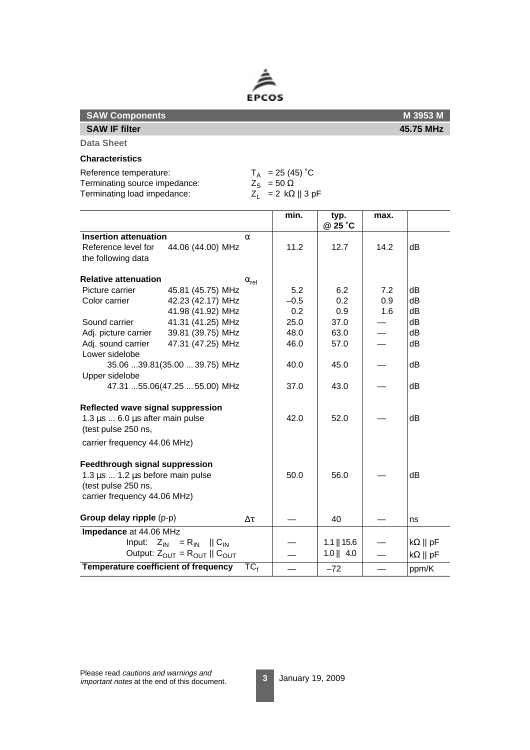**SAW Components** — **M 3953 M**

**SAW IF filter** — **45.75 MHz**

**Data Sheet**

### Characteristics

Reference temperature: $T_A$ = 25 (45) ˚C
Terminating source impedance: $Z_S$ = 50 Ω
Terminating load impedance: $Z_L$ = 2 kΩ || 3 pF

| | | | min. | typ. @ 25 ˚C | max. | |
|---|---|---|---|---|---|---|
| **Insertion attenuation** | | $\alpha$ | | | | |
| Reference level for the following data | 44.06 (44.00) MHz | | 11.2 | 12.7 | 14.2 | dB |
| **Relative attenuation** | | $\alpha_{rel}$ | | | | |
| Picture carrier | 45.81 (45.75) MHz | | 5.2 | 6.2 | 7.2 | dB |
| Color carrier | 42.23 (42.17) MHz | | –0.5 | 0.2 | 0.9 | dB |
| | 41.98 (41.92) MHz | | 0.2 | 0.9 | 1.6 | dB |
| Sound carrier | 41.31 (41.25) MHz | | 25.0 | 37.0 | — | dB |
| Adj. picture carrier | 39.81 (39.75) MHz | | 48.0 | 63.0 | — | dB |
| Adj. sound carrier | 47.31 (47.25) MHz | | 46.0 | 57.0 | — | dB |
| Lower sidelobe 35.06 ...39.81(35.00 ... 39.75) MHz | | | 40.0 | 45.0 | — | dB |
| Upper sidelobe 47.31 ...55.06(47.25 ... 55.00) MHz | | | 37.0 | 43.0 | — | dB |
| **Reflected wave signal suppression** 1.3 µs ... 6.0 µs after main pulse (test pulse 250 ns, carrier frequency 44.06 MHz) | | | 42.0 | 52.0 | — | dB |
| **Feedthrough signal suppression** 1.3 µs ... 1.2 µs before main pulse (test pulse 250 ns, carrier frequency 44.06 MHz) | | | 50.0 | 56.0 | — | dB |
| **Group delay ripple** (p-p) | | $\Delta\tau$ | — | 40 | — | ns |
| **Impedance** at 44.06 MHz | | | | | | |
| Input: $Z_{IN} = R_{IN} \parallel C_{IN}$ | | | — | 1.1 \|\| 15.6 | — | kΩ \|\| pF |
| Output: $Z_{OUT} = R_{OUT} \parallel C_{OUT}$ | | | — | 1.0 \|\| 4.0 | — | kΩ \|\| pF |
| **Temperature coefficient of frequency** | | $TC_f$ | — | –72 | — | ppm/K |

Please read *cautions and warnings and important notes* at the end of this document.

January 19, 2009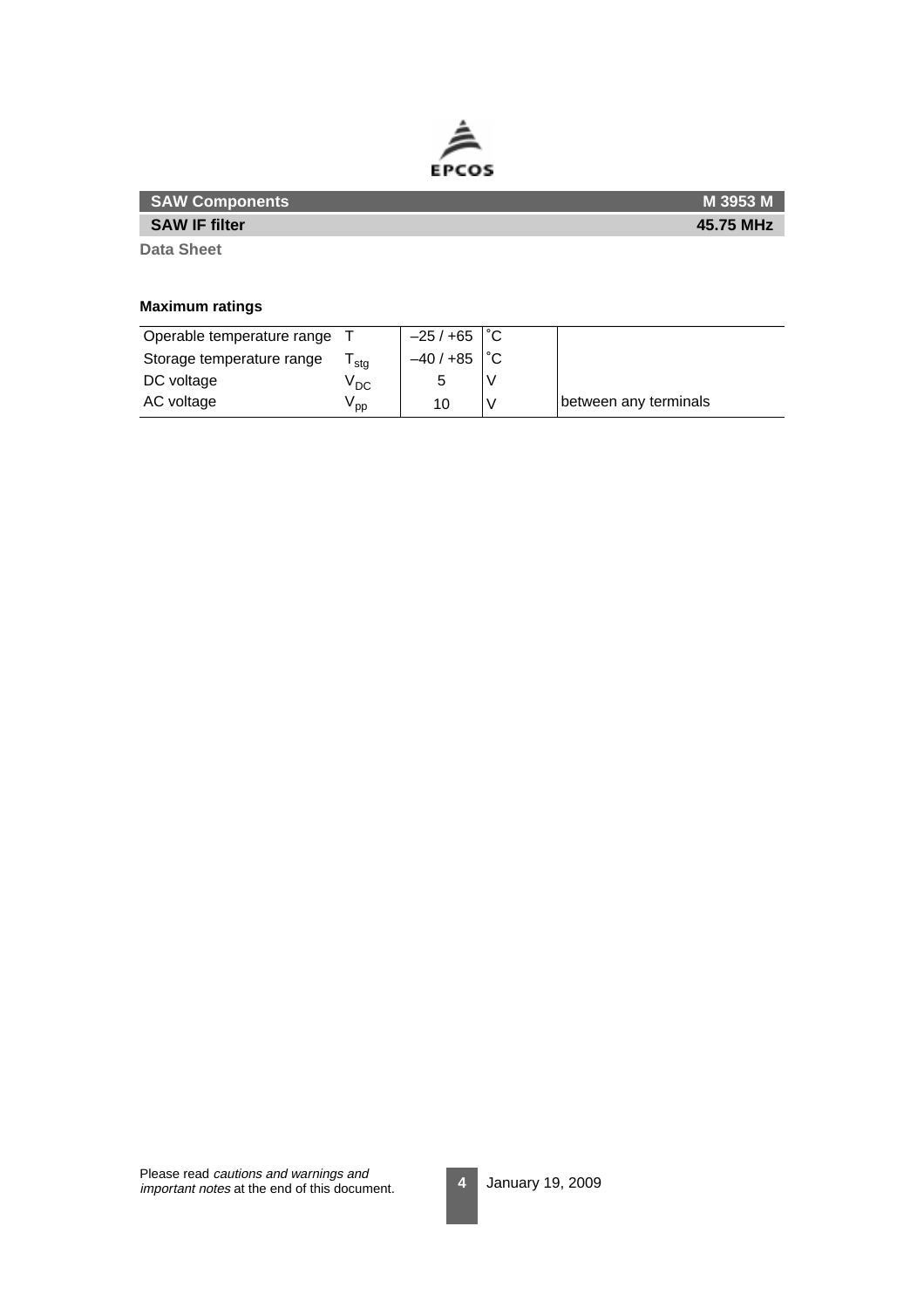# SAW Components — M 3953 M

## SAW IF filter — 45.75 MHz

**Data Sheet**

### Maximum ratings

| | | | | |
|---|---|---|---|---|
| Operable temperature range | $T$ | –25 / +65 | ˚C | |
| Storage temperature range | $T_{stg}$ | –40 / +85 | ˚C | |
| DC voltage | $V_{DC}$ | 5 | V | |
| AC voltage | $V_{pp}$ | 10 | V | between any terminals |

Please read *cautions and warnings and important notes* at the end of this document.

January 19, 2009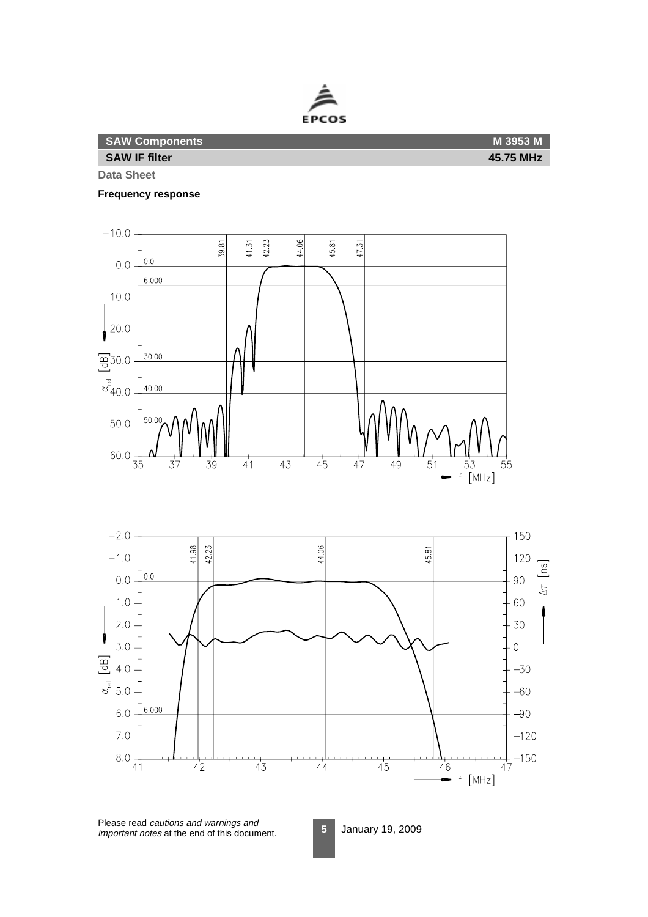**SAW Components** **M 3953 M**

**SAW IF filter** **45.75 MHz**

**Data Sheet**

**Frequency response**

Please read *cautions and warnings and important notes* at the end of this document.

January 19, 2009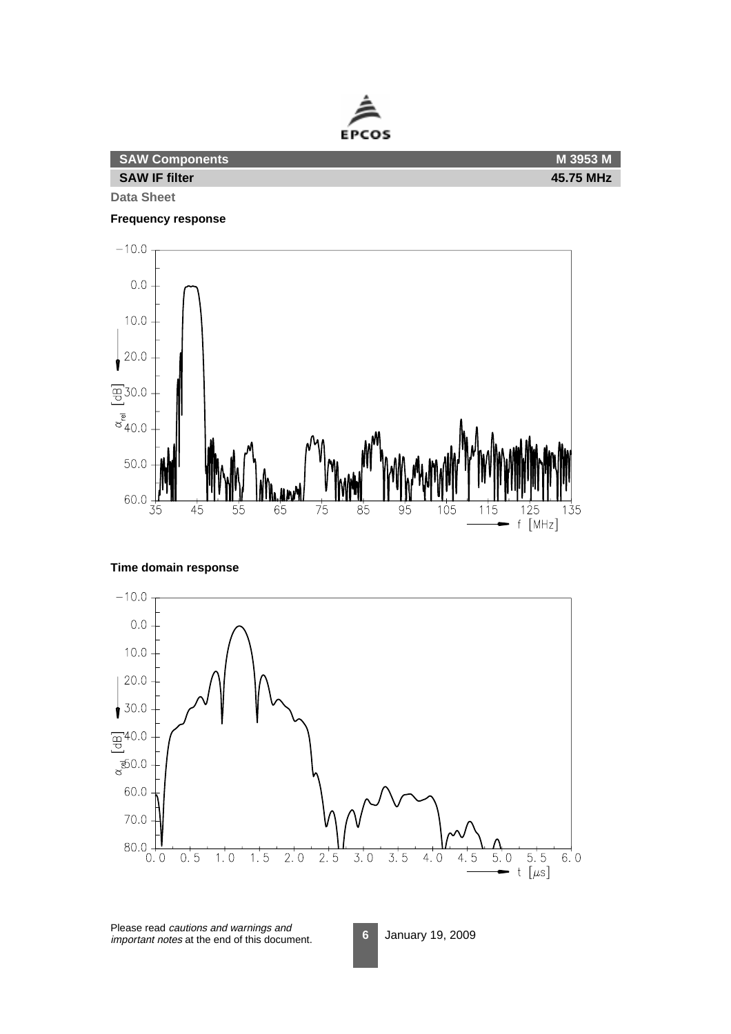**SAW Components** **M 3953 M**

**SAW IF filter** **45.75 MHz**

**Data Sheet**

**Frequency response**

**Time domain response**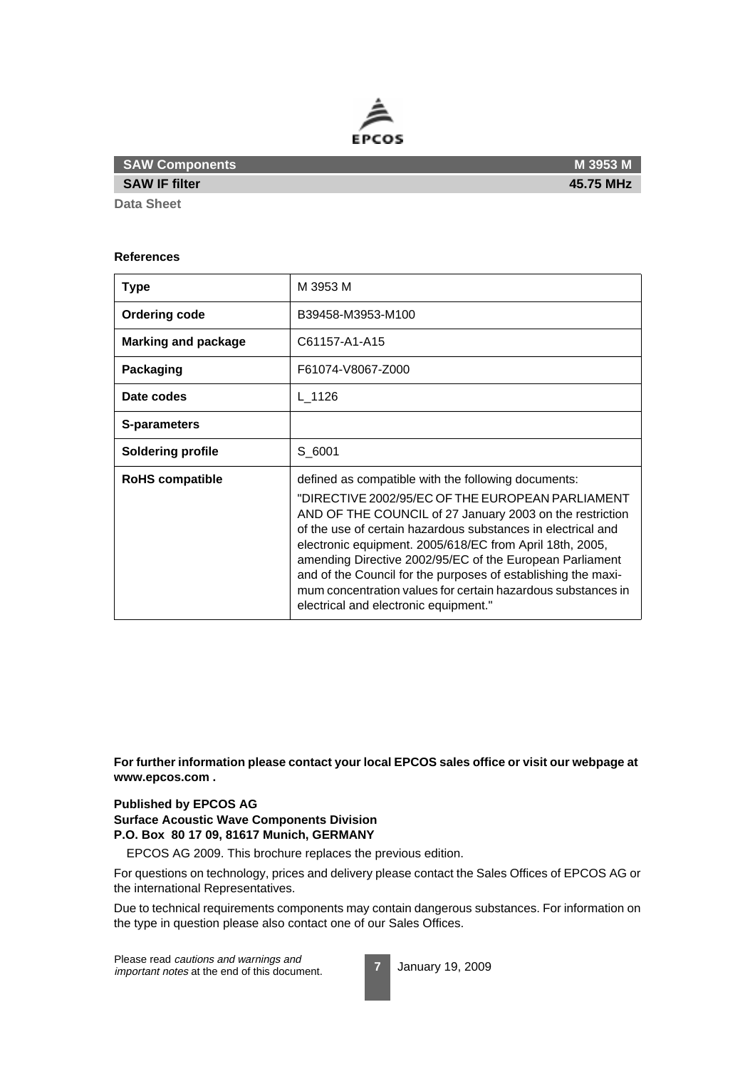**SAW Components** M 3953 M
**SAW IF filter** 45.75 MHz
**Data Sheet**

**References**

| **Type** | M 3953 M |
|---|---|
| **Ordering code** | B39458-M3953-M100 |
| **Marking and package** | C61157-A1-A15 |
| **Packaging** | F61074-V8067-Z000 |
| **Date codes** | L_1126 |
| **S-parameters** | |
| **Soldering profile** | S_6001 |
| **RoHS compatible** | defined as compatible with the following documents: "DIRECTIVE 2002/95/EC OF THE EUROPEAN PARLIAMENT AND OF THE COUNCIL of 27 January 2003 on the restriction of the use of certain hazardous substances in electrical and electronic equipment. 2005/618/EC from April 18th, 2005, amending Directive 2002/95/EC of the European Parliament and of the Council for the purposes of establishing the maximum concentration values for certain hazardous substances in electrical and electronic equipment." |

**For further information please contact your local EPCOS sales office or visit our webpage at www.epcos.com .**

**Published by EPCOS AG**
**Surface Acoustic Wave Components Division**
**P.O. Box 80 17 09, 81617 Munich, GERMANY**

EPCOS AG 2009. This brochure replaces the previous edition.

For questions on technology, prices and delivery please contact the Sales Offices of EPCOS AG or the international Representatives.

Due to technical requirements components may contain dangerous substances. For information on the type in question please also contact one of our Sales Offices.

Please read *cautions and warnings and important notes* at the end of this document.

January 19, 2009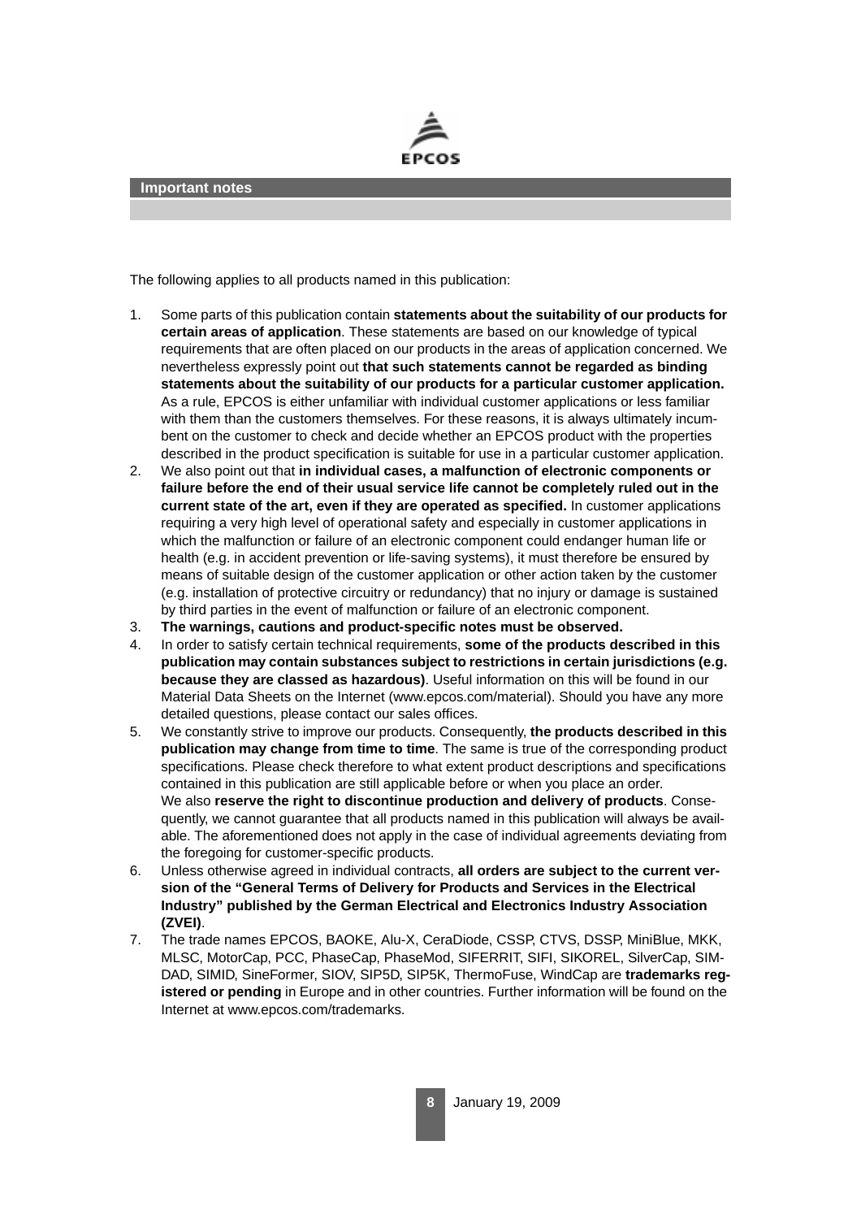## Important notes

The following applies to all products named in this publication:

1. Some parts of this publication contain **statements about the suitability of our products for certain areas of application**. These statements are based on our knowledge of typical requirements that are often placed on our products in the areas of application concerned. We nevertheless expressly point out **that such statements cannot be regarded as binding statements about the suitability of our products for a particular customer application.** As a rule, EPCOS is either unfamiliar with individual customer applications or less familiar with them than the customers themselves. For these reasons, it is always ultimately incumbent on the customer to check and decide whether an EPCOS product with the properties described in the product specification is suitable for use in a particular customer application.
2. We also point out that **in individual cases, a malfunction of electronic components or failure before the end of their usual service life cannot be completely ruled out in the current state of the art, even if they are operated as specified.** In customer applications requiring a very high level of operational safety and especially in customer applications in which the malfunction or failure of an electronic component could endanger human life or health (e.g. in accident prevention or life-saving systems), it must therefore be ensured by means of suitable design of the customer application or other action taken by the customer (e.g. installation of protective circuitry or redundancy) that no injury or damage is sustained by third parties in the event of malfunction or failure of an electronic component.
3. **The warnings, cautions and product-specific notes must be observed.**
4. In order to satisfy certain technical requirements, **some of the products described in this publication may contain substances subject to restrictions in certain jurisdictions (e.g. because they are classed as hazardous)**. Useful information on this will be found in our Material Data Sheets on the Internet (www.epcos.com/material). Should you have any more detailed questions, please contact our sales offices.
5. We constantly strive to improve our products. Consequently, **the products described in this publication may change from time to time**. The same is true of the corresponding product specifications. Please check therefore to what extent product descriptions and specifications contained in this publication are still applicable before or when you place an order.
   We also **reserve the right to discontinue production and delivery of products**. Consequently, we cannot guarantee that all products named in this publication will always be available. The aforementioned does not apply in the case of individual agreements deviating from the foregoing for customer-specific products.
6. Unless otherwise agreed in individual contracts, **all orders are subject to the current version of the “General Terms of Delivery for Products and Services in the Electrical Industry” published by the German Electrical and Electronics Industry Association (ZVEI)**.
7. The trade names EPCOS, BAOKE, Alu-X, CeraDiode, CSSP, CTVS, DSSP, MiniBlue, MKK, MLSC, MotorCap, PCC, PhaseCap, PhaseMod, SIFERRIT, SIFI, SIKOREL, SilverCap, SIMDAD, SIMID, SineFormer, SIOV, SIP5D, SIP5K, ThermoFuse, WindCap are **trademarks registered or pending** in Europe and in other countries. Further information will be found on the Internet at www.epcos.com/trademarks.

January 19, 2009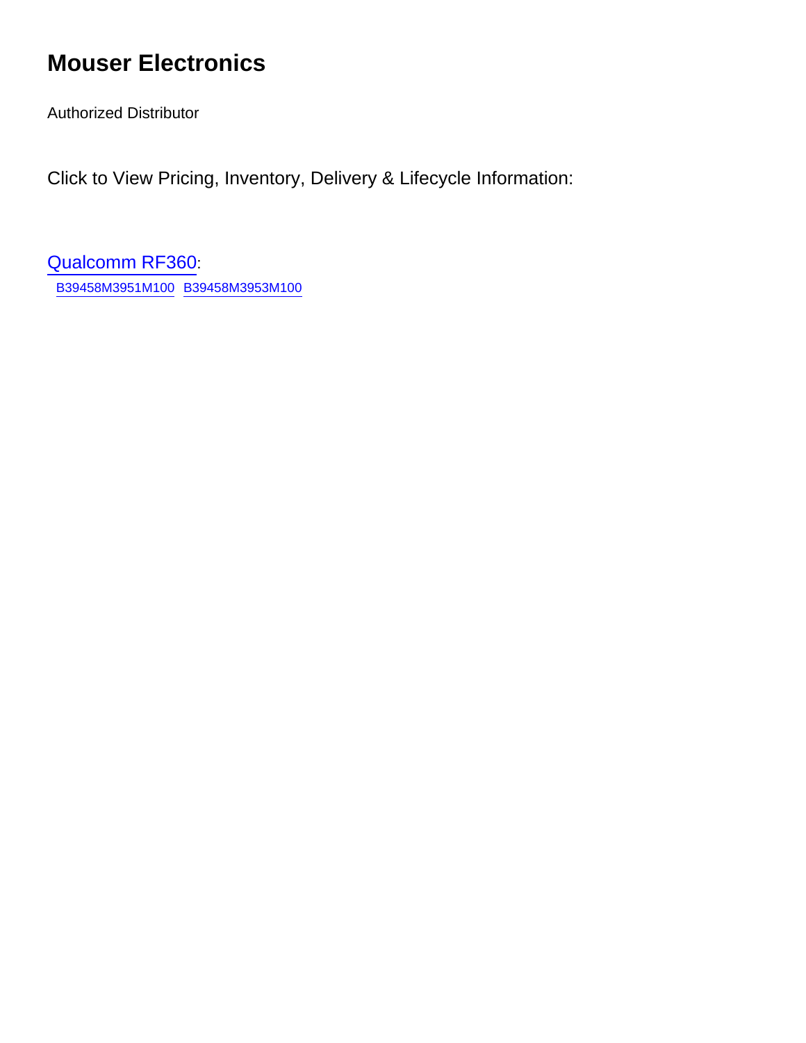# Mouser Electronics

Authorized Distributor

Click to View Pricing, Inventory, Delivery & Lifecycle Information:

Qualcomm RF360:

B39458M3951M100   B39458M3953M100